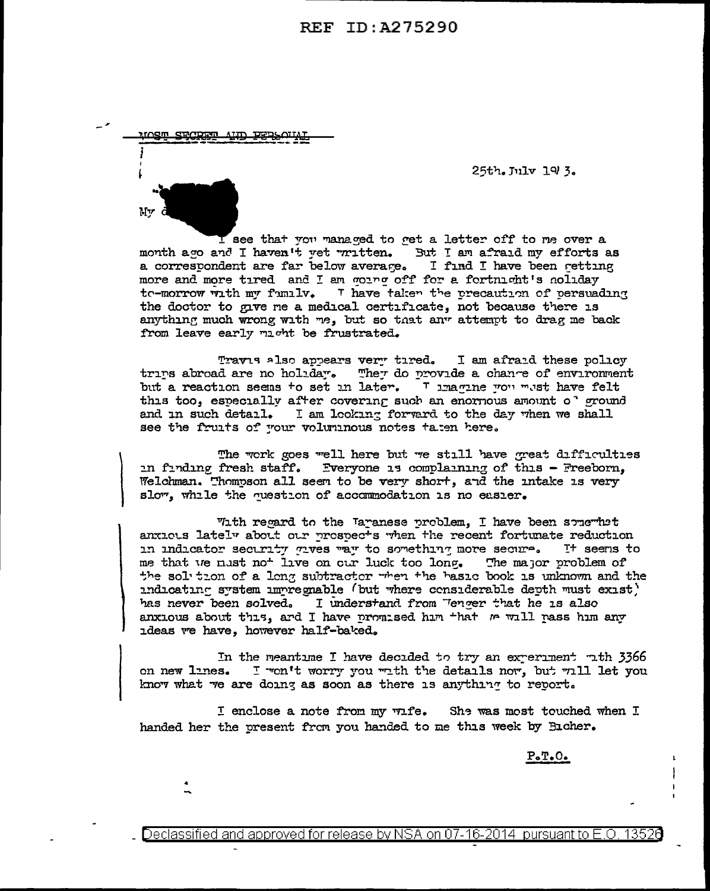MOST SECRET AND PERSONAL

25th. July 1943.

My d

I see that you managed to get a letter off to me over a month ago and I haven't yet written. But I am afraid my efforts as a correspondent are far below average. I find I have been getting more and more tired and I am going off for a fortnight's holiday to-morrow with my family. I have taken the precaution of persuading the doctor to give me a medical certificate, not because there is anything much wrong with me, but so that any attempt to drag me back from leave early might be frustrated.

Travis also appears very tired. I am afraid these policy trips abroad are no holiday. They do provide a change of environment but a reaction seems to set in later. I imagine you must have felt this too, especially after covering such an enormous amount of ground and in such detail. I am looking forward to the day when we shall see the fruits of your voluminous notes taken here.

The work goes well here but we still have great difficulties in finding fresh staff. Everyone is complaining of this - Freeborn, Welchman, Thompson all seem to be very short, and the intake is very slow, while the question of accommodation is no easier.

With regard to the Japanese problem, I have been somewhat anxious lately about our prospects when the recent fortunate reduction in indicator security gives way to something more secure. It seems to me that we must not live on our luck too long. The major problem of the solution of a long subtractor when the basic book is unknown and the indicating system impregnable (but where considerable depth must exist) has never been solved. I understand from Wenger that he is also anxious about this, and I have promised him that we will pass him any ideas we have, however half-baked.

In the meantime I have decided to try an experiment with 3366 on new lines. I won't worry you with the details now, but will let you know what we are doing as soon as there is anything to report.

I enclose a note from my wife. She was most touched when I handed her the present from you handed to me this week by Bicher.

P.T.O.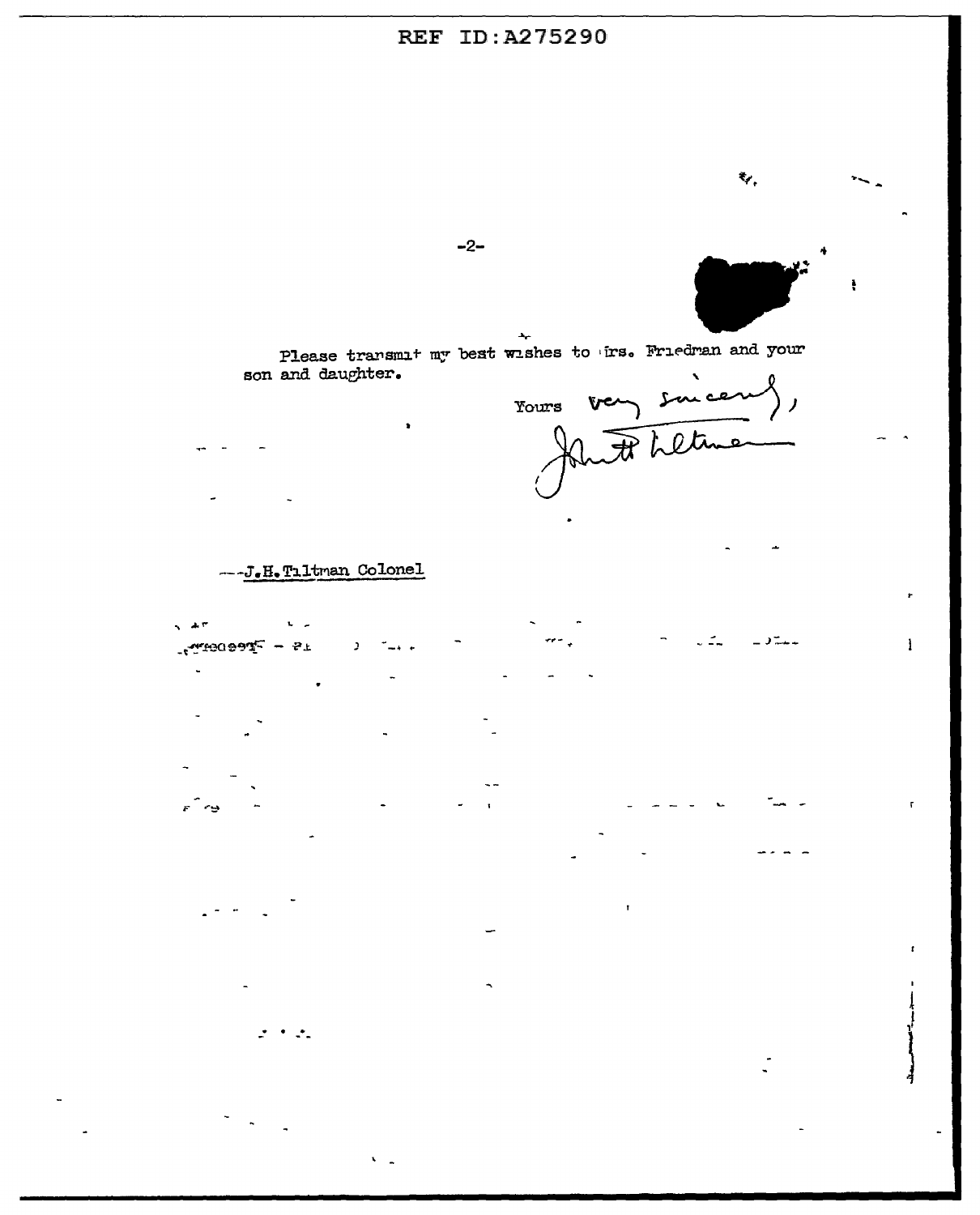Please transmit my best wishes to Mrs. Friedman and your son and daughter.

Yours very sincerely,

John Tiltman

---J.H. Tiltman Colonel